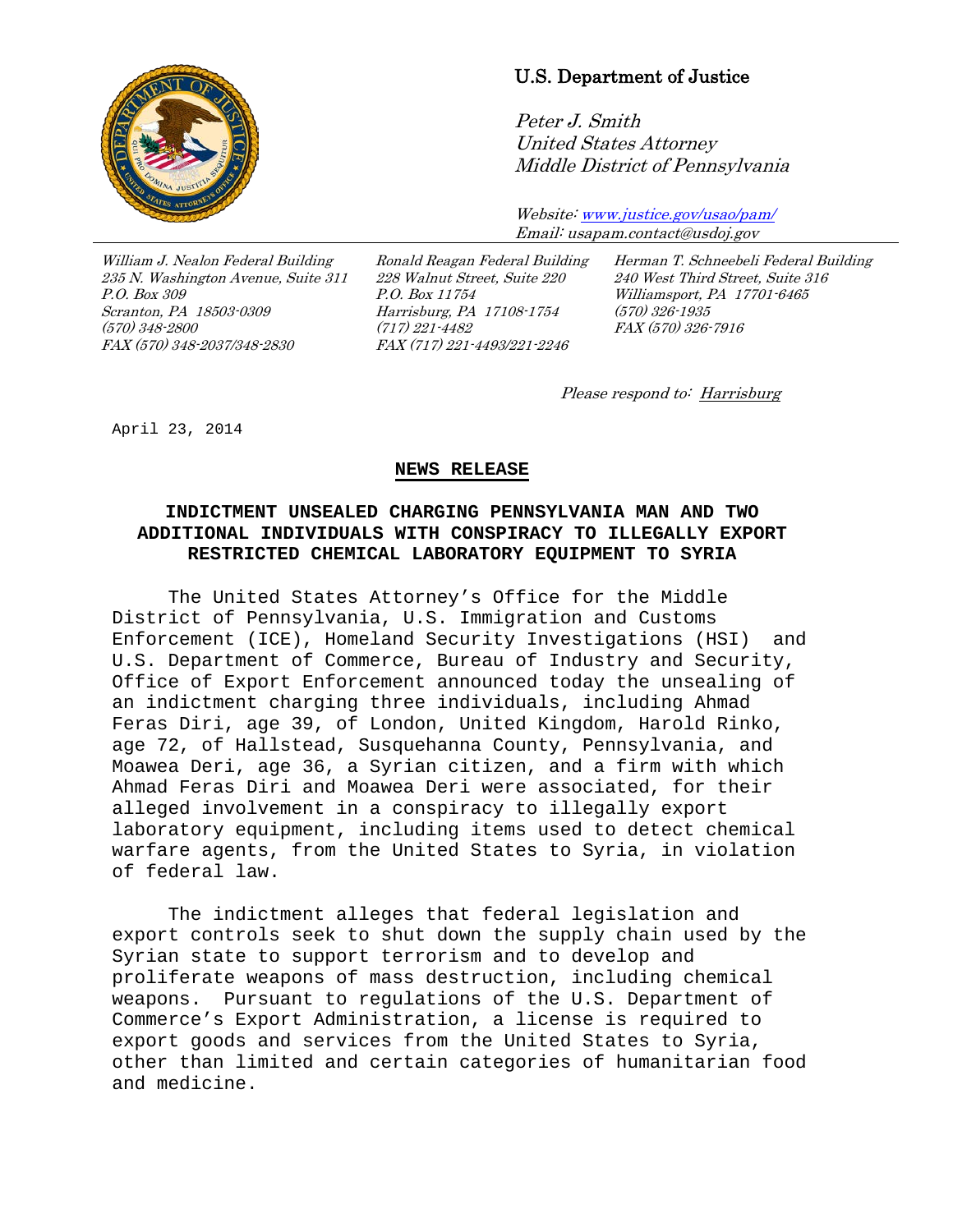U.S. Department of Justice

*Peter J. Smith*
*United States Attorney*
*Middle District of Pennsylvania*

*Website:* *www.justice.gov/usao/pam/*
*Email: usapam.contact@usdoj.gov*

*William J. Nealon Federal Building*
*235 N. Washington Avenue, Suite 311*
*P.O. Box 309*
*Scranton, PA 18503-0309*
*(570) 348-2800*
*FAX (570) 348-2037/348-2830*

*Ronald Reagan Federal Building*
*228 Walnut Street, Suite 220*
*P.O. Box 11754*
*Harrisburg, PA 17108-1754*
*(717) 221-4482*
*FAX (717) 221-4493/221-2246*

*Herman T. Schneebeli Federal Building*
*240 West Third Street, Suite 316*
*Williamsport, PA 17701-6465*
*(570) 326-1935*
*FAX (570) 326-7916*

*Please respond to:* Harrisburg

April 23, 2014

**NEWS RELEASE**

**INDICTMENT UNSEALED CHARGING PENNSYLVANIA MAN AND TWO ADDITIONAL INDIVIDUALS WITH CONSPIRACY TO ILLEGALLY EXPORT RESTRICTED CHEMICAL LABORATORY EQUIPMENT TO SYRIA**

The United States Attorney's Office for the Middle District of Pennsylvania, U.S. Immigration and Customs Enforcement (ICE), Homeland Security Investigations (HSI) and U.S. Department of Commerce, Bureau of Industry and Security, Office of Export Enforcement announced today the unsealing of an indictment charging three individuals, including Ahmad Feras Diri, age 39, of London, United Kingdom, Harold Rinko, age 72, of Hallstead, Susquehanna County, Pennsylvania, and Moawea Deri, age 36, a Syrian citizen, and a firm with which Ahmad Feras Diri and Moawea Deri were associated, for their alleged involvement in a conspiracy to illegally export laboratory equipment, including items used to detect chemical warfare agents, from the United States to Syria, in violation of federal law.

The indictment alleges that federal legislation and export controls seek to shut down the supply chain used by the Syrian state to support terrorism and to develop and proliferate weapons of mass destruction, including chemical weapons. Pursuant to regulations of the U.S. Department of Commerce's Export Administration, a license is required to export goods and services from the United States to Syria, other than limited and certain categories of humanitarian food and medicine.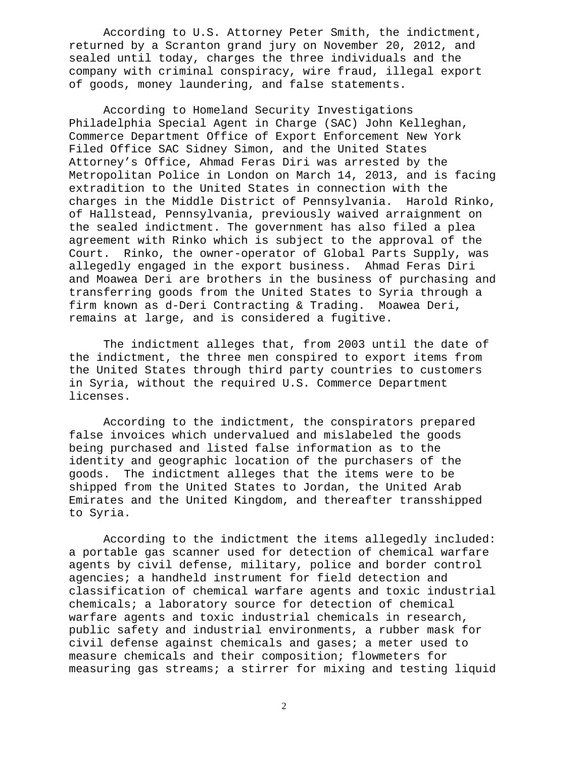According to U.S. Attorney Peter Smith, the indictment, returned by a Scranton grand jury on November 20, 2012, and sealed until today, charges the three individuals and the company with criminal conspiracy, wire fraud, illegal export of goods, money laundering, and false statements.

According to Homeland Security Investigations Philadelphia Special Agent in Charge (SAC) John Kelleghan, Commerce Department Office of Export Enforcement New York Filed Office SAC Sidney Simon, and the United States Attorney's Office, Ahmad Feras Diri was arrested by the Metropolitan Police in London on March 14, 2013, and is facing extradition to the United States in connection with the charges in the Middle District of Pennsylvania. Harold Rinko, of Hallstead, Pennsylvania, previously waived arraignment on the sealed indictment. The government has also filed a plea agreement with Rinko which is subject to the approval of the Court. Rinko, the owner-operator of Global Parts Supply, was allegedly engaged in the export business. Ahmad Feras Diri and Moawea Deri are brothers in the business of purchasing and transferring goods from the United States to Syria through a firm known as d-Deri Contracting & Trading. Moawea Deri, remains at large, and is considered a fugitive.

The indictment alleges that, from 2003 until the date of the indictment, the three men conspired to export items from the United States through third party countries to customers in Syria, without the required U.S. Commerce Department licenses.

According to the indictment, the conspirators prepared false invoices which undervalued and mislabeled the goods being purchased and listed false information as to the identity and geographic location of the purchasers of the goods. The indictment alleges that the items were to be shipped from the United States to Jordan, the United Arab Emirates and the United Kingdom, and thereafter transshipped to Syria.

According to the indictment the items allegedly included: a portable gas scanner used for detection of chemical warfare agents by civil defense, military, police and border control agencies; a handheld instrument for field detection and classification of chemical warfare agents and toxic industrial chemicals; a laboratory source for detection of chemical warfare agents and toxic industrial chemicals in research, public safety and industrial environments, a rubber mask for civil defense against chemicals and gases; a meter used to measure chemicals and their composition; flowmeters for measuring gas streams; a stirrer for mixing and testing liquid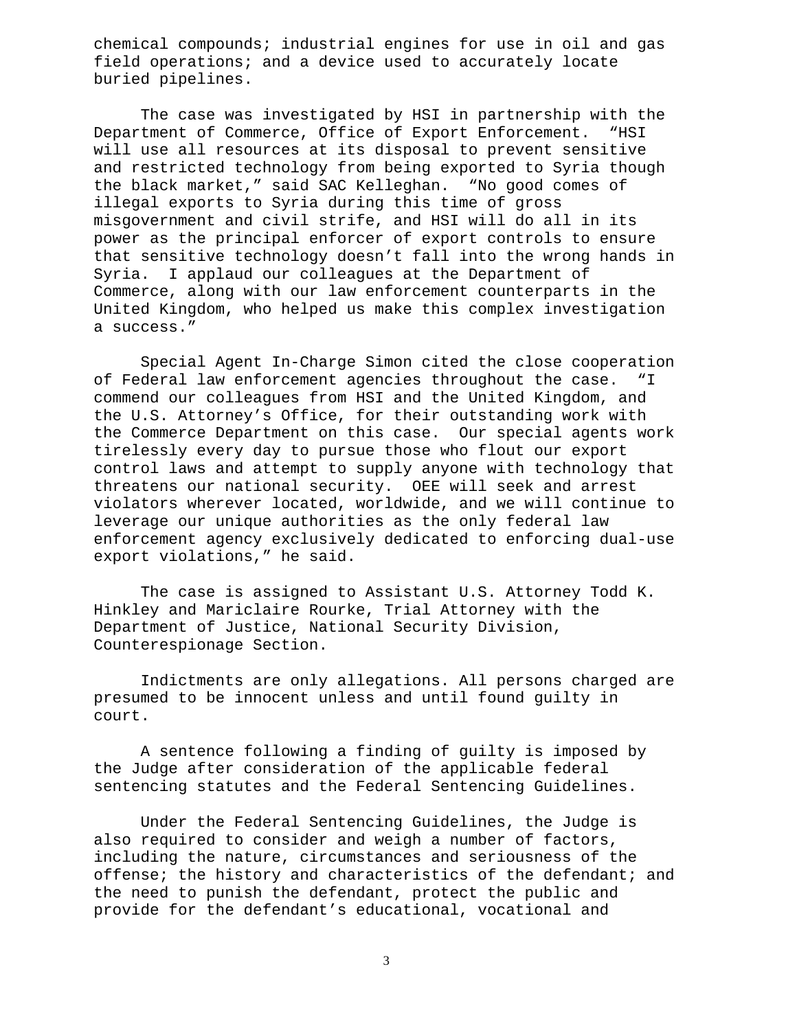chemical compounds; industrial engines for use in oil and gas field operations; and a device used to accurately locate buried pipelines.

The case was investigated by HSI in partnership with the Department of Commerce, Office of Export Enforcement. "HSI will use all resources at its disposal to prevent sensitive and restricted technology from being exported to Syria though the black market," said SAC Kelleghan. "No good comes of illegal exports to Syria during this time of gross misgovernment and civil strife, and HSI will do all in its power as the principal enforcer of export controls to ensure that sensitive technology doesn't fall into the wrong hands in Syria. I applaud our colleagues at the Department of Commerce, along with our law enforcement counterparts in the United Kingdom, who helped us make this complex investigation a success."

Special Agent In-Charge Simon cited the close cooperation of Federal law enforcement agencies throughout the case. "I commend our colleagues from HSI and the United Kingdom, and the U.S. Attorney's Office, for their outstanding work with the Commerce Department on this case. Our special agents work tirelessly every day to pursue those who flout our export control laws and attempt to supply anyone with technology that threatens our national security. OEE will seek and arrest violators wherever located, worldwide, and we will continue to leverage our unique authorities as the only federal law enforcement agency exclusively dedicated to enforcing dual-use export violations," he said.

The case is assigned to Assistant U.S. Attorney Todd K. Hinkley and Mariclaire Rourke, Trial Attorney with the Department of Justice, National Security Division, Counterespionage Section.

Indictments are only allegations. All persons charged are presumed to be innocent unless and until found guilty in court.

A sentence following a finding of guilty is imposed by the Judge after consideration of the applicable federal sentencing statutes and the Federal Sentencing Guidelines.

Under the Federal Sentencing Guidelines, the Judge is also required to consider and weigh a number of factors, including the nature, circumstances and seriousness of the offense; the history and characteristics of the defendant; and the need to punish the defendant, protect the public and provide for the defendant's educational, vocational and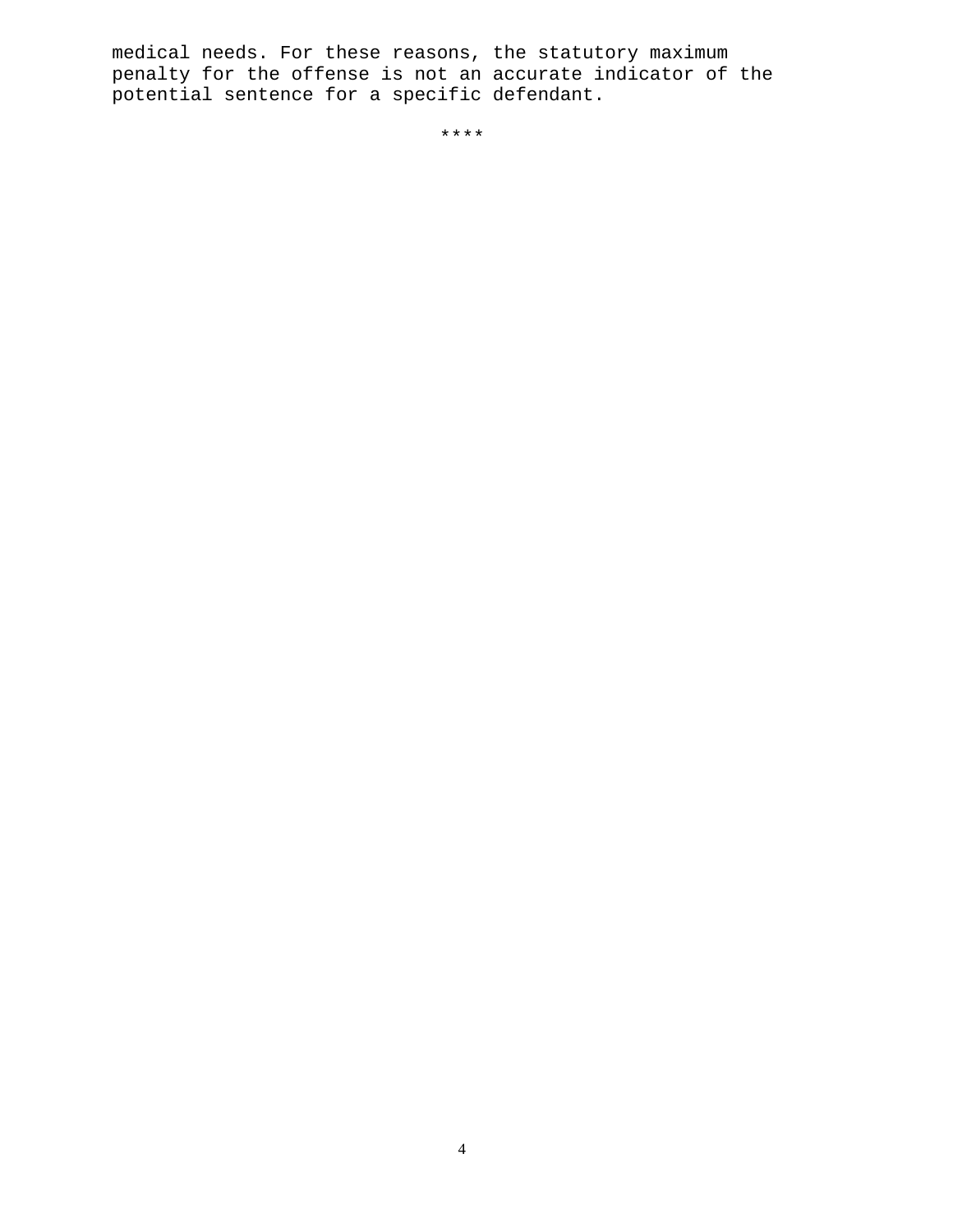medical needs. For these reasons, the statutory maximum penalty for the offense is not an accurate indicator of the potential sentence for a specific defendant.

****